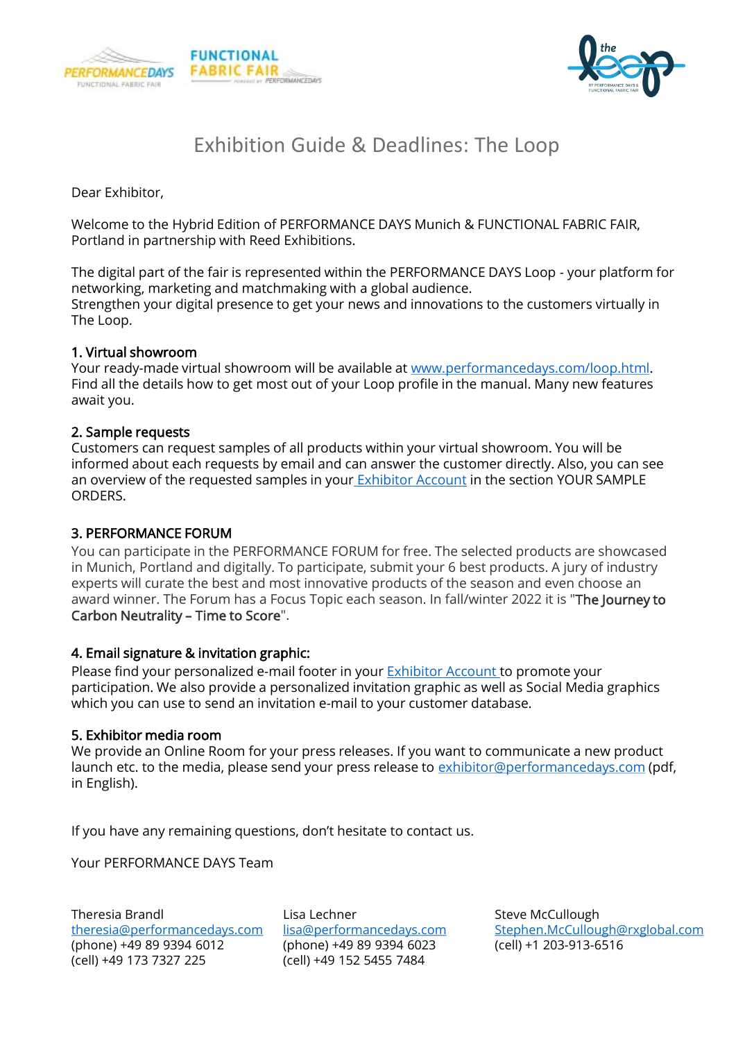# Exhibition Guide & Deadlines: The Loop

Dear Exhibitor,

Welcome to the Hybrid Edition of PERFORMANCE DAYS Munich & FUNCTIONAL FABRIC FAIR, Portland in partnership with Reed Exhibitions.

The digital part of the fair is represented within the PERFORMANCE DAYS Loop - your platform for networking, marketing and matchmaking with a global audience.
Strengthen your digital presence to get your news and innovations to the customers virtually in The Loop.

## 1. Virtual showroom

Your ready-made virtual showroom will be available at www.performancedays.com/loop.html. Find all the details how to get most out of your Loop profile in the manual. Many new features await you.

## 2. Sample requests

Customers can request samples of all products within your virtual showroom. You will be informed about each requests by email and can answer the customer directly. Also, you can see an overview of the requested samples in your Exhibitor Account in the section YOUR SAMPLE ORDERS.

## 3. PERFORMANCE FORUM

You can participate in the PERFORMANCE FORUM for free. The selected products are showcased in Munich, Portland and digitally. To participate, submit your 6 best products. A jury of industry experts will curate the best and most innovative products of the season and even choose an award winner. The Forum has a Focus Topic each season. In fall/winter 2022 it is "**The Journey to Carbon Neutrality – Time to Score**".

## 4. Email signature & invitation graphic:

Please find your personalized e-mail footer in your Exhibitor Account to promote your participation. We also provide a personalized invitation graphic as well as Social Media graphics which you can use to send an invitation e-mail to your customer database.

## 5. Exhibitor media room

We provide an Online Room for your press releases. If you want to communicate a new product launch etc. to the media, please send your press release to exhibitor@performancedays.com (pdf, in English).

If you have any remaining questions, don't hesitate to contact us.

Your PERFORMANCE DAYS Team

Theresia Brandl
theresia@performancedays.com
(phone) +49 89 9394 6012
(cell) +49 173 7327 225

Lisa Lechner
lisa@performancedays.com
(phone) +49 89 9394 6023
(cell) +49 152 5455 7484

Steve McCullough
Stephen.McCullough@rxglobal.com
(cell) +1 203-913-6516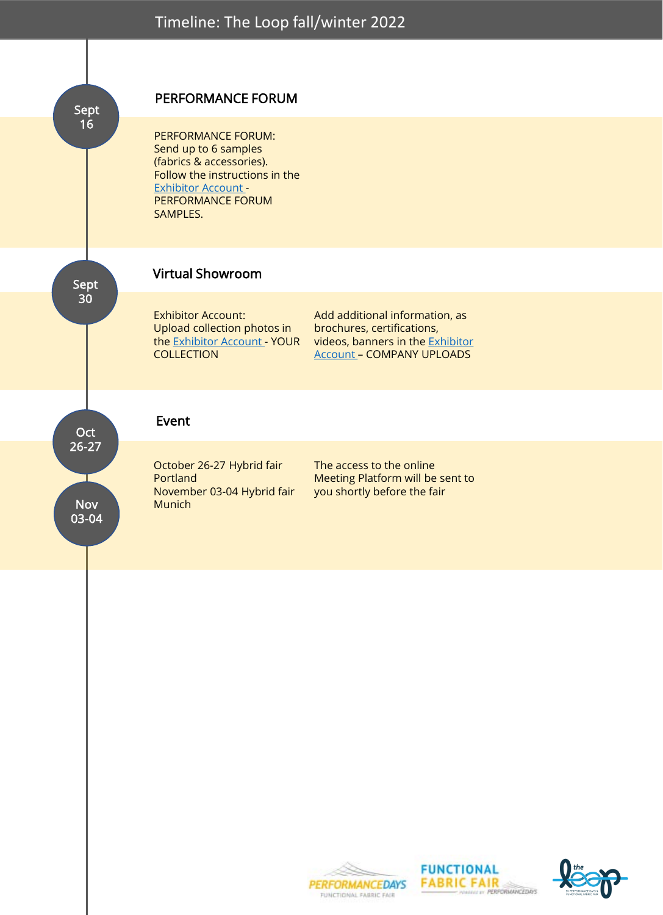# Timeline: The Loop fall/winter 2022

**Sept 16**

## PERFORMANCE FORUM

PERFORMANCE FORUM:
Send up to 6 samples (fabrics & accessories).
Follow the instructions in the Exhibitor Account - PERFORMANCE FORUM SAMPLES.

**Sept 30**

## Virtual Showroom

Exhibitor Account:
Upload collection photos in the Exhibitor Account - YOUR COLLECTION

Add additional information, as brochures, certifications, videos, banners in the Exhibitor Account – COMPANY UPLOADS

**Oct 26-27**

**Nov 03-04**

## Event

October 26-27 Hybrid fair Portland
November 03-04 Hybrid fair Munich

The access to the online Meeting Platform will be sent to you shortly before the fair